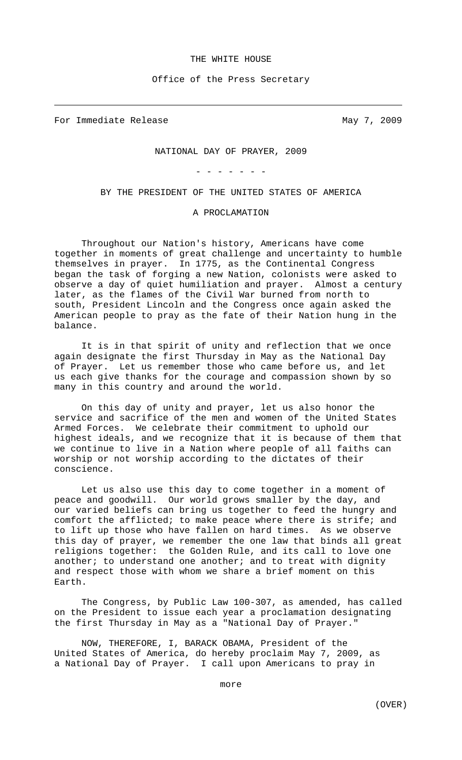THE WHITE HOUSE

Office of the Press Secretary

---

For Immediate Release May 7, 2009

# NATIONAL DAY OF PRAYER, 2009

\- - - - - - -

BY THE PRESIDENT OF THE UNITED STATES OF AMERICA

A PROCLAMATION

Throughout our Nation's history, Americans have come together in moments of great challenge and uncertainty to humble themselves in prayer. In 1775, as the Continental Congress began the task of forging a new Nation, colonists were asked to observe a day of quiet humiliation and prayer. Almost a century later, as the flames of the Civil War burned from north to south, President Lincoln and the Congress once again asked the American people to pray as the fate of their Nation hung in the balance.

It is in that spirit of unity and reflection that we once again designate the first Thursday in May as the National Day of Prayer. Let us remember those who came before us, and let us each give thanks for the courage and compassion shown by so many in this country and around the world.

On this day of unity and prayer, let us also honor the service and sacrifice of the men and women of the United States Armed Forces. We celebrate their commitment to uphold our highest ideals, and we recognize that it is because of them that we continue to live in a Nation where people of all faiths can worship or not worship according to the dictates of their conscience.

Let us also use this day to come together in a moment of peace and goodwill. Our world grows smaller by the day, and our varied beliefs can bring us together to feed the hungry and comfort the afflicted; to make peace where there is strife; and to lift up those who have fallen on hard times. As we observe this day of prayer, we remember the one law that binds all great religions together: the Golden Rule, and its call to love one another; to understand one another; and to treat with dignity and respect those with whom we share a brief moment on this Earth.

The Congress, by Public Law 100-307, as amended, has called on the President to issue each year a proclamation designating the first Thursday in May as a "National Day of Prayer."

NOW, THEREFORE, I, BARACK OBAMA, President of the United States of America, do hereby proclaim May 7, 2009, as a National Day of Prayer. I call upon Americans to pray in

more

(OVER)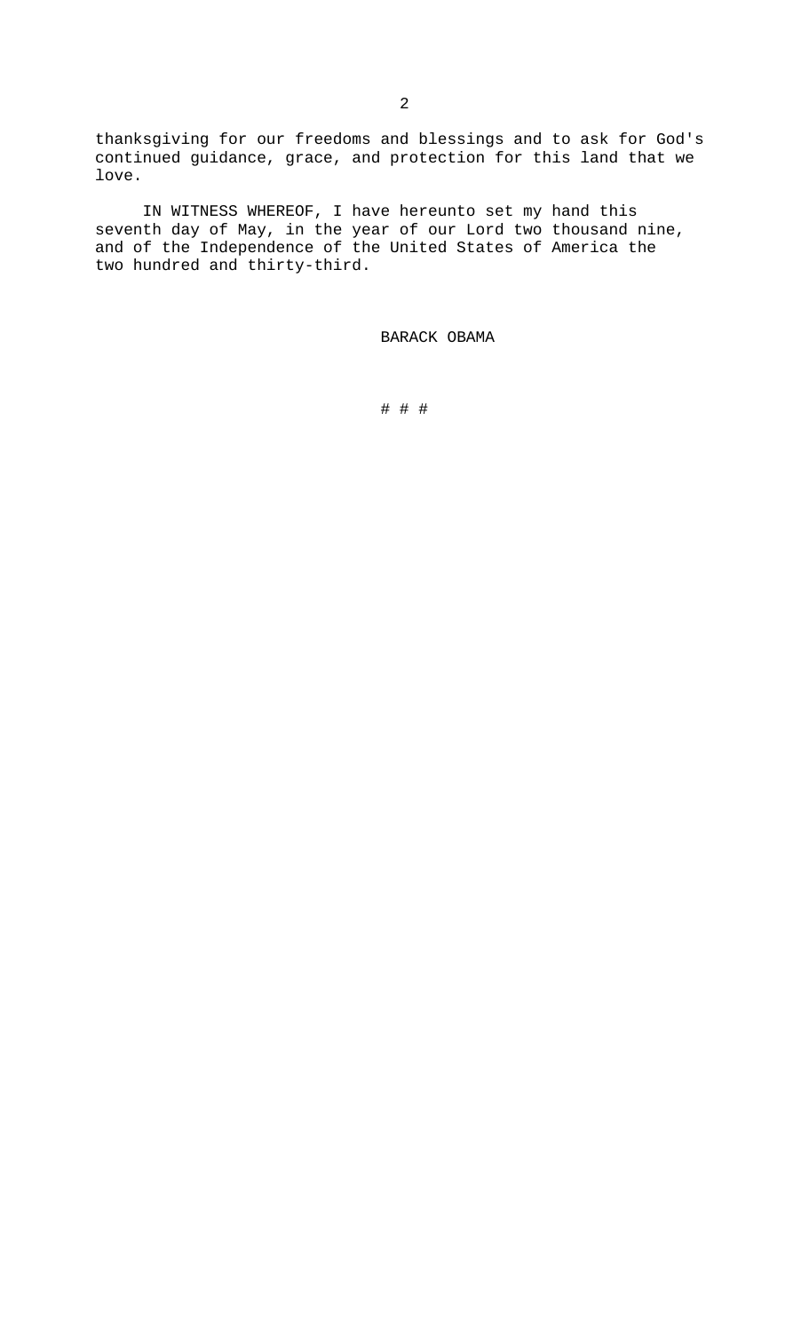thanksgiving for our freedoms and blessings and to ask for God's continued guidance, grace, and protection for this land that we love.

IN WITNESS WHEREOF, I have hereunto set my hand this seventh day of May, in the year of our Lord two thousand nine, and of the Independence of the United States of America the two hundred and thirty-third.

BARACK OBAMA

# # #